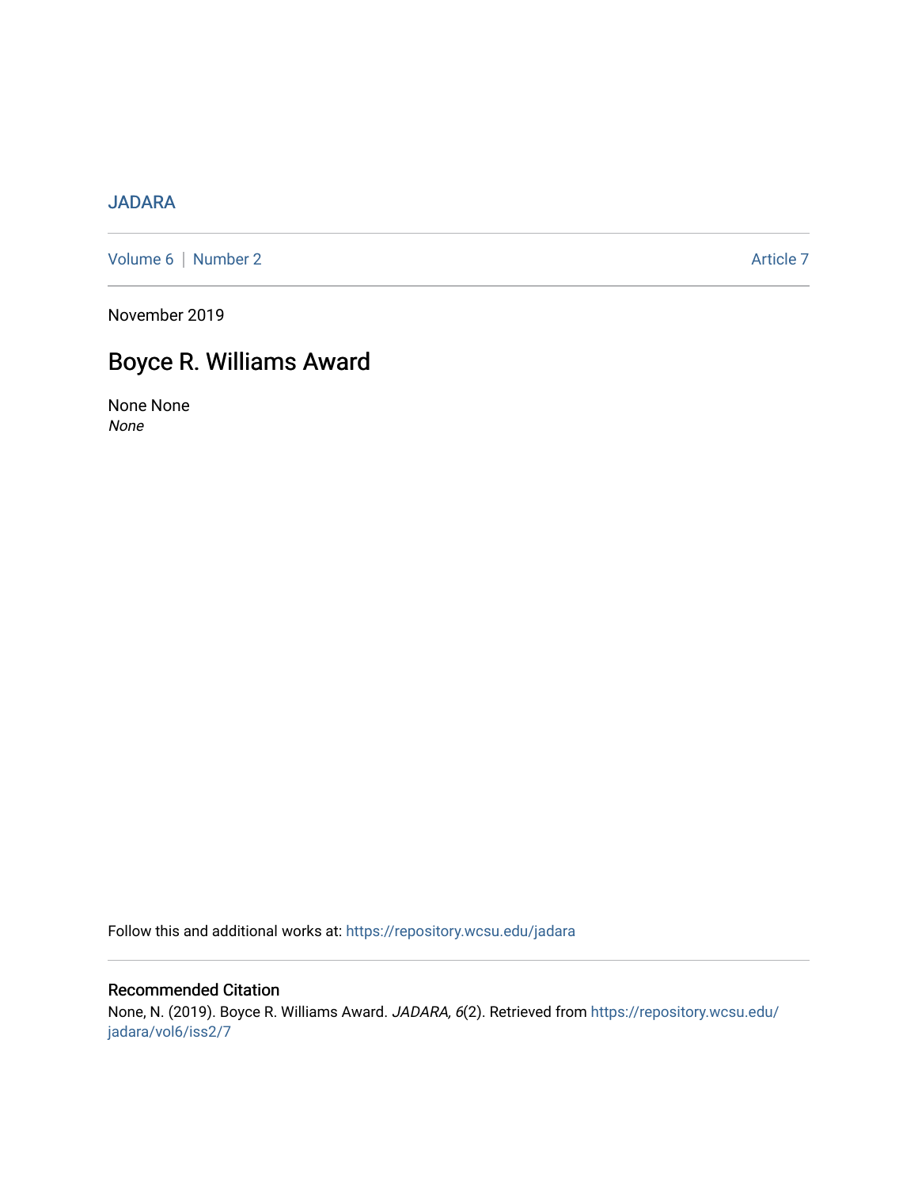JADARA

Volume 6 | Number 2 | Article 7

November 2019

# Boyce R. Williams Award

None None
*None*

Follow this and additional works at: https://repository.wcsu.edu/jadara

## Recommended Citation

None, N. (2019). Boyce R. Williams Award. *JADARA, 6*(2). Retrieved from https://repository.wcsu.edu/jadara/vol6/iss2/7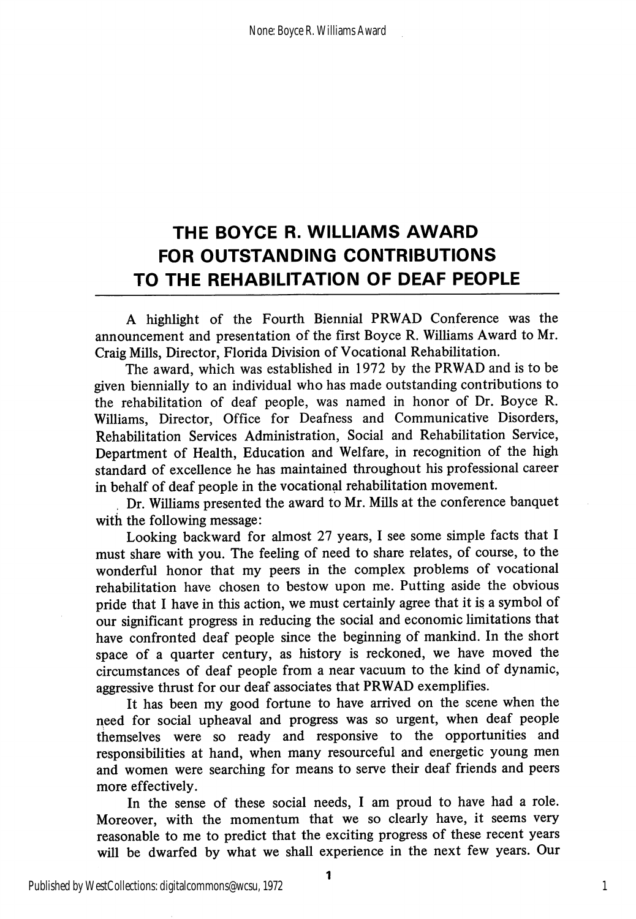# THE BOYCE R. WILLIAMS AWARD FOR OUTSTANDING CONTRIBUTIONS TO THE REHABILITATION OF DEAF PEOPLE

A highlight of the Fourth Biennial PRWAD Conference was the announcement and presentation of the first Boyce R. Williams Award to Mr. Craig Mills, Director, Florida Division of Vocational Rehabilitation.

The award, which was established in 1972 by the PRWAD and is to be given biennially to an individual who has made outstanding contributions to the rehabilitation of deaf people, was named in honor of Dr. Boyce R. Williams, Director, Office for Deafness and Communicative Disorders, Rehabilitation Services Administration, Social and Rehabilitation Service, Department of Health, Education and Welfare, in recognition of the high standard of excellence he has maintained throughout his professional career in behalf of deaf people in the vocational rehabilitation movement.

Dr. Williams presented the award to Mr. Mills at the conference banquet with the following message:

Looking backward for almost 27 years, I see some simple facts that I must share with you. The feeling of need to share relates, of course, to the wonderful honor that my peers in the complex problems of vocational rehabilitation have chosen to bestow upon me. Putting aside the obvious pride that I have in this action, we must certainly agree that it is a symbol of our significant progress in reducing the social and economic limitations that have confronted deaf people since the beginning of mankind. In the short space of a quarter century, as history is reckoned, we have moved the circumstances of deaf people from a near vacuum to the kind of dynamic, aggressive thrust for our deaf associates that PRWAD exemplifies.

It has been my good fortune to have arrived on the scene when the need for social upheaval and progress was so urgent, when deaf people themselves were so ready and responsive to the opportunities and responsibilities at hand, when many resourceful and energetic young men and women were searching for means to serve their deaf friends and peers more effectively.

In the sense of these social needs, I am proud to have had a role. Moreover, with the momentum that we so clearly have, it seems very reasonable to me to predict that the exciting progress of these recent years will be dwarfed by what we shall experience in the next few years. Our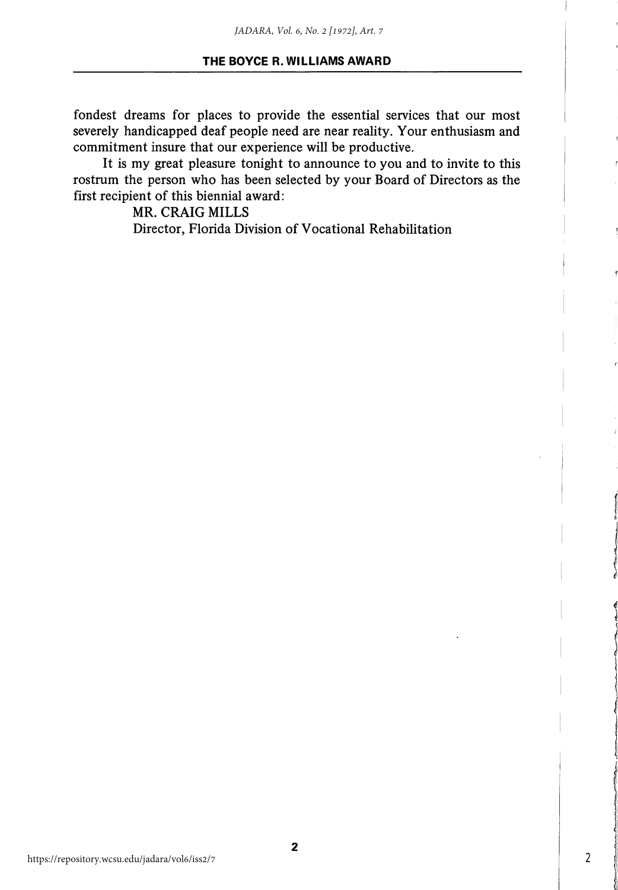fondest dreams for places to provide the essential services that our most severely handicapped deaf people need are near reality. Your enthusiasm and commitment insure that our experience will be productive.

It is my great pleasure tonight to announce to you and to invite to this rostrum the person who has been selected by your Board of Directors as the first recipient of this biennial award:

MR. CRAIG MILLS
Director, Florida Division of Vocational Rehabilitation